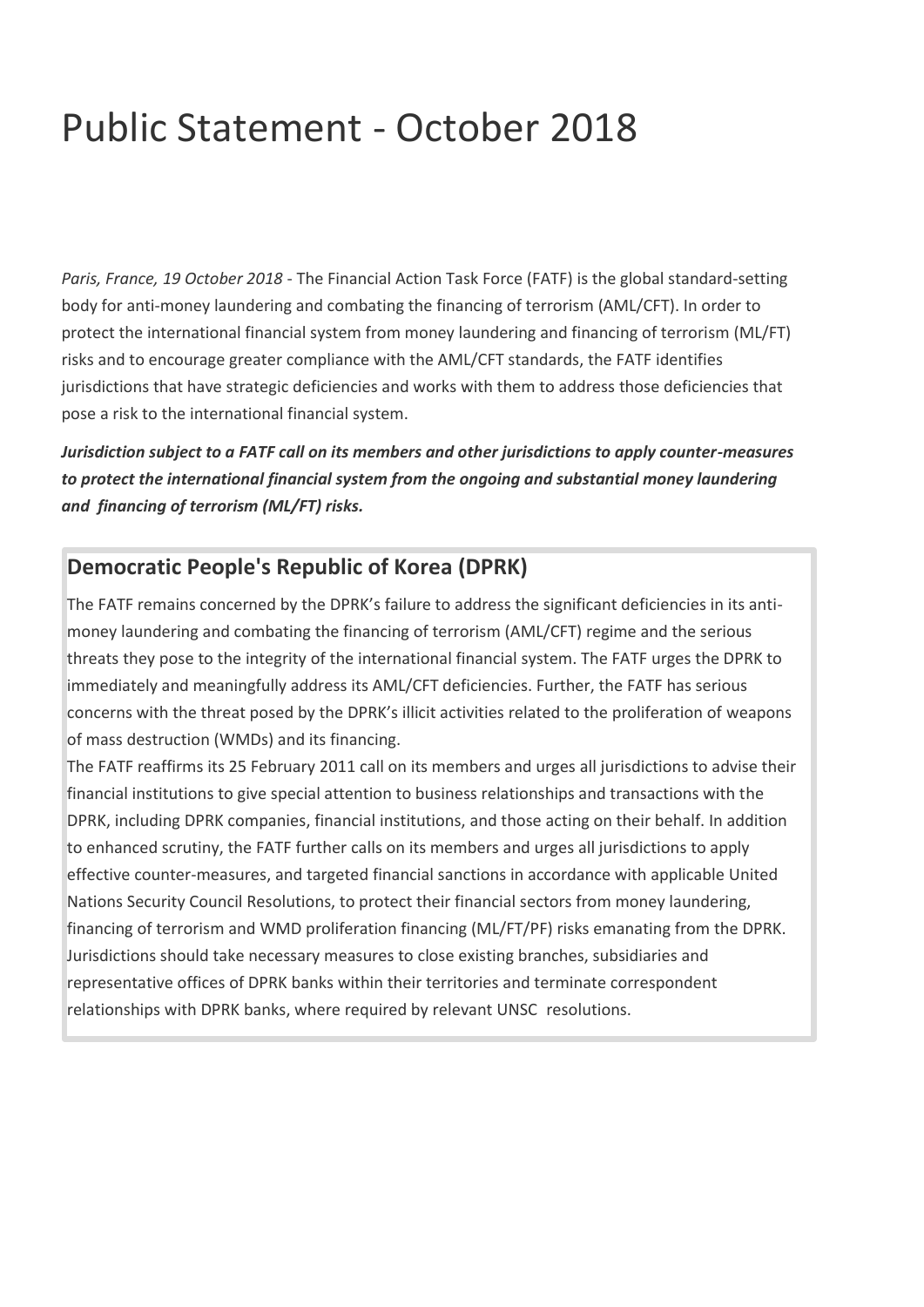# Public Statement - October 2018

*Paris, France, 19 October 2018* - The Financial Action Task Force (FATF) is the global standard-setting body for anti-money laundering and combating the financing of terrorism (AML/CFT). In order to protect the international financial system from money laundering and financing of terrorism (ML/FT) risks and to encourage greater compliance with the AML/CFT standards, the FATF identifies jurisdictions that have strategic deficiencies and works with them to address those deficiencies that pose a risk to the international financial system.

***Jurisdiction subject to a FATF call on its members and other jurisdictions to apply counter-measures to protect the international financial system from the ongoing and substantial money laundering and financing of terrorism (ML/FT) risks.***

## Democratic People's Republic of Korea (DPRK)

The FATF remains concerned by the DPRK's failure to address the significant deficiencies in its anti-money laundering and combating the financing of terrorism (AML/CFT) regime and the serious threats they pose to the integrity of the international financial system. The FATF urges the DPRK to immediately and meaningfully address its AML/CFT deficiencies. Further, the FATF has serious concerns with the threat posed by the DPRK's illicit activities related to the proliferation of weapons of mass destruction (WMDs) and its financing.

The FATF reaffirms its 25 February 2011 call on its members and urges all jurisdictions to advise their financial institutions to give special attention to business relationships and transactions with the DPRK, including DPRK companies, financial institutions, and those acting on their behalf. In addition to enhanced scrutiny, the FATF further calls on its members and urges all jurisdictions to apply effective counter-measures, and targeted financial sanctions in accordance with applicable United Nations Security Council Resolutions, to protect their financial sectors from money laundering, financing of terrorism and WMD proliferation financing (ML/FT/PF) risks emanating from the DPRK. Jurisdictions should take necessary measures to close existing branches, subsidiaries and representative offices of DPRK banks within their territories and terminate correspondent relationships with DPRK banks, where required by relevant UNSC resolutions.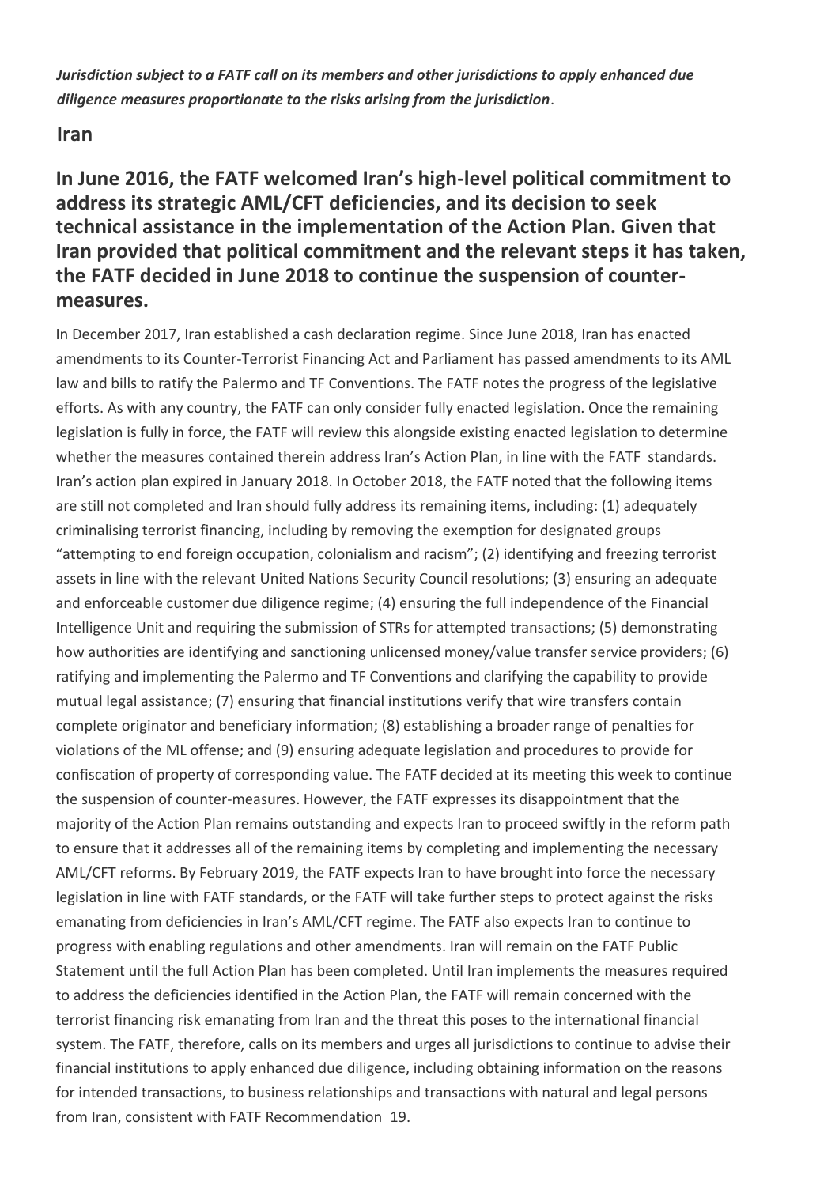*Jurisdiction subject to a FATF call on its members and other jurisdictions to apply enhanced due diligence measures proportionate to the risks arising from the jurisdiction*.

## Iran

## In June 2016, the FATF welcomed Iran's high-level political commitment to address its strategic AML/CFT deficiencies, and its decision to seek technical assistance in the implementation of the Action Plan. Given that Iran provided that political commitment and the relevant steps it has taken, the FATF decided in June 2018 to continue the suspension of counter-measures.

In December 2017, Iran established a cash declaration regime. Since June 2018, Iran has enacted amendments to its Counter-Terrorist Financing Act and Parliament has passed amendments to its AML law and bills to ratify the Palermo and TF Conventions. The FATF notes the progress of the legislative efforts. As with any country, the FATF can only consider fully enacted legislation. Once the remaining legislation is fully in force, the FATF will review this alongside existing enacted legislation to determine whether the measures contained therein address Iran's Action Plan, in line with the FATF standards. Iran's action plan expired in January 2018. In October 2018, the FATF noted that the following items are still not completed and Iran should fully address its remaining items, including: (1) adequately criminalising terrorist financing, including by removing the exemption for designated groups "attempting to end foreign occupation, colonialism and racism"; (2) identifying and freezing terrorist assets in line with the relevant United Nations Security Council resolutions; (3) ensuring an adequate and enforceable customer due diligence regime; (4) ensuring the full independence of the Financial Intelligence Unit and requiring the submission of STRs for attempted transactions; (5) demonstrating how authorities are identifying and sanctioning unlicensed money/value transfer service providers; (6) ratifying and implementing the Palermo and TF Conventions and clarifying the capability to provide mutual legal assistance; (7) ensuring that financial institutions verify that wire transfers contain complete originator and beneficiary information; (8) establishing a broader range of penalties for violations of the ML offense; and (9) ensuring adequate legislation and procedures to provide for confiscation of property of corresponding value. The FATF decided at its meeting this week to continue the suspension of counter-measures. However, the FATF expresses its disappointment that the majority of the Action Plan remains outstanding and expects Iran to proceed swiftly in the reform path to ensure that it addresses all of the remaining items by completing and implementing the necessary AML/CFT reforms. By February 2019, the FATF expects Iran to have brought into force the necessary legislation in line with FATF standards, or the FATF will take further steps to protect against the risks emanating from deficiencies in Iran's AML/CFT regime. The FATF also expects Iran to continue to progress with enabling regulations and other amendments. Iran will remain on the FATF Public Statement until the full Action Plan has been completed. Until Iran implements the measures required to address the deficiencies identified in the Action Plan, the FATF will remain concerned with the terrorist financing risk emanating from Iran and the threat this poses to the international financial system. The FATF, therefore, calls on its members and urges all jurisdictions to continue to advise their financial institutions to apply enhanced due diligence, including obtaining information on the reasons for intended transactions, to business relationships and transactions with natural and legal persons from Iran, consistent with FATF Recommendation 19.